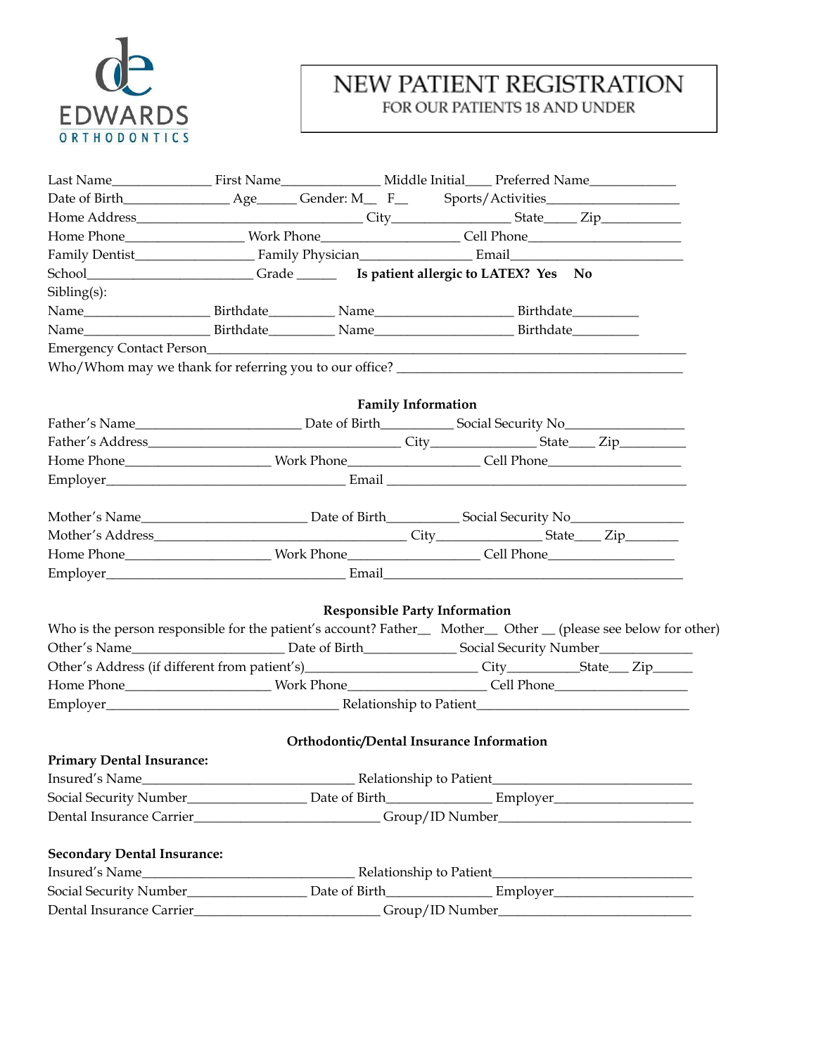EDWARDS
ORTHODONTICS

# NEW PATIENT REGISTRATION
FOR OUR PATIENTS 18 AND UNDER

Last Name______________ First Name______________ Middle Initial____ Preferred Name____________
Date of Birth_______________ Age______ Gender: M__ F__ Sports/Activities___________________
Home Address________________________________ City_________________ State_____ Zip___________
Home Phone________________ Work Phone___________________ Cell Phone_____________________
Family Dentist_________________ Family Physician________________ Email________________________
School________________________ Grade ______ **Is patient allergic to LATEX? Yes No**
Sibling(s):
Name_________________ Birthdate_________ Name___________________ Birthdate_________
Name_________________ Birthdate_________ Name___________________ Birthdate_________
Emergency Contact Person_____________________________________________________________________
Who/Whom may we thank for referring you to our office? __________________________________________

## Family Information

Father's Name________________________ Date of Birth__________ Social Security No_________________
Father's Address____________________________________ City_______________ State____ Zip_________
Home Phone_____________________ Work Phone___________________ Cell Phone___________________
Employer__________________________________ Email ___________________________________________

Mother's Name________________________ Date of Birth__________ Social Security No________________
Mother's Address____________________________________ City_______________ State____ Zip________
Home Phone_____________________ Work Phone___________________ Cell Phone__________________
Employer__________________________________ Email___________________________________________

## Responsible Party Information

Who is the person responsible for the patient's account? Father__ Mother__ Other __ (please see below for other)
Other's Name_____________________ Date of Birth_____________ Social Security Number____________
Other's Address (if different from patient's)________________________ City__________State___ Zip______
Home Phone_____________________ Work Phone____________________ Cell Phone___________________
Employer__________________________________ Relationship to Patient______________________________

## Orthodontic/Dental Insurance Information

**Primary Dental Insurance:**
Insured's Name______________________________ Relationship to Patient___________________________
Social Security Number_________________ Date of Birth_______________ Employer____________________
Dental Insurance Carrier__________________________ Group/ID Number___________________________

**Secondary Dental Insurance:**
Insured's Name______________________________ Relationship to Patient___________________________
Social Security Number_________________ Date of Birth_______________ Employer____________________
Dental Insurance Carrier__________________________ Group/ID Number___________________________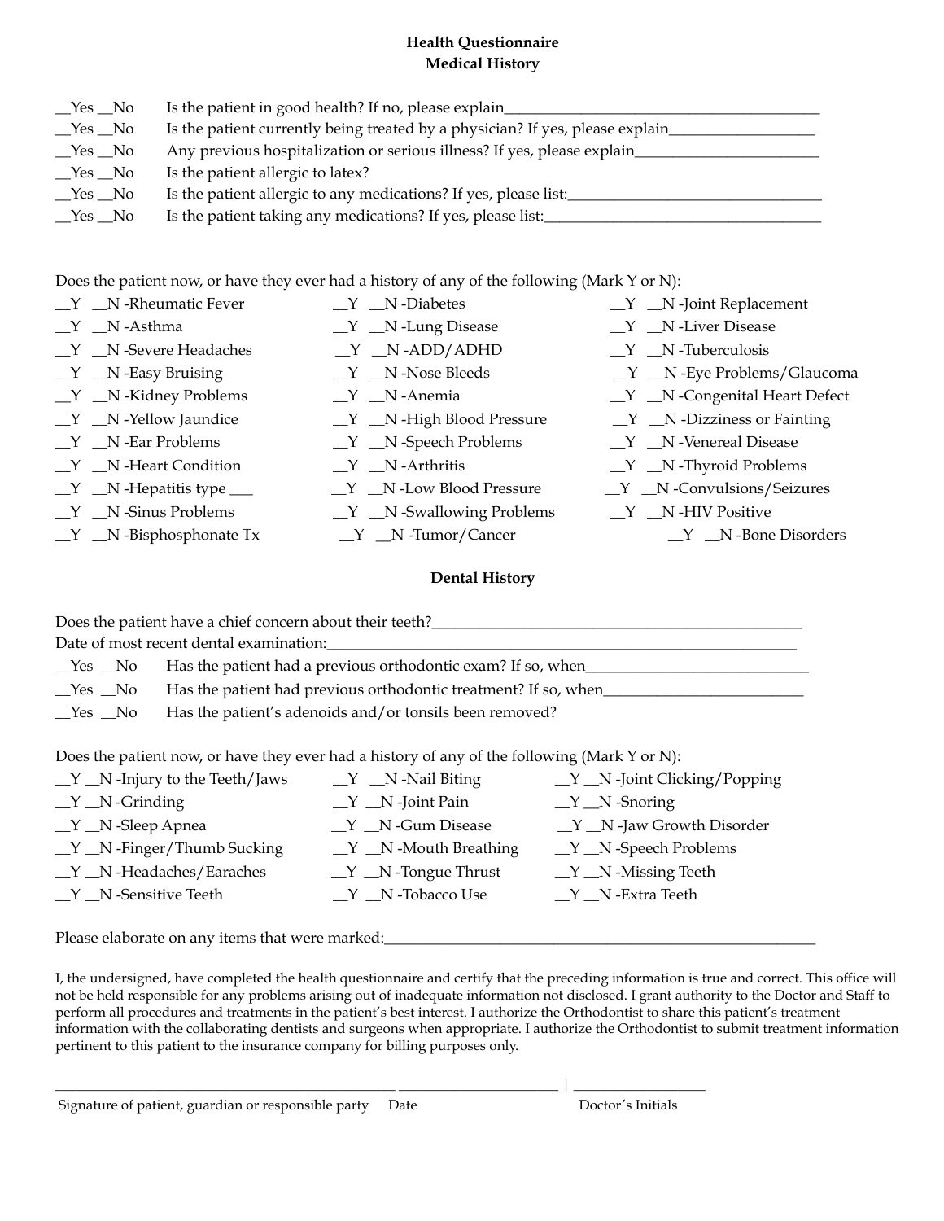# Health Questionnaire
## Medical History

__Yes __No Is the patient in good health? If no, please explain__________________________________________

__Yes __No Is the patient currently being treated by a physician? If yes, please explain___________________

__Yes __No Any previous hospitalization or serious illness? If yes, please explain________________________

__Yes __No Is the patient allergic to latex?

__Yes __No Is the patient allergic to any medications? If yes, please list:_________________________________

__Yes __No Is the patient taking any medications? If yes, please list:____________________________________

Does the patient now, or have they ever had a history of any of the following (Mark Y or N):

__Y __N -Rheumatic Fever
__Y __N -Asthma
__Y __N -Severe Headaches
__Y __N -Easy Bruising
__Y __N -Kidney Problems
__Y __N -Yellow Jaundice
__Y __N -Ear Problems
__Y __N -Heart Condition
__Y __N -Hepatitis type ___
__Y __N -Sinus Problems
__Y __N -Bisphosphonate Tx
__Y __N -Diabetes
__Y __N -Lung Disease
__Y __N -ADD/ADHD
__Y __N -Nose Bleeds
__Y __N -Anemia
__Y __N -High Blood Pressure
__Y __N -Speech Problems
__Y __N -Arthritis
__Y __N -Low Blood Pressure
__Y __N -Swallowing Problems
__Y __N -Tumor/Cancer
__Y __N -Joint Replacement
__Y __N -Liver Disease
__Y __N -Tuberculosis
__Y __N -Eye Problems/Glaucoma
__Y __N -Congenital Heart Defect
__Y __N -Dizziness or Fainting
__Y __N -Venereal Disease
__Y __N -Thyroid Problems
__Y __N -Convulsions/Seizures
__Y __N -HIV Positive
__Y __N -Bone Disorders

## Dental History

Does the patient have a chief concern about their teeth?_______________________________________________

Date of most recent dental examination:___________________________________________________________

__Yes __No Has the patient had a previous orthodontic exam? If so, when_____________________________

__Yes __No Has the patient had previous orthodontic treatment? If so, when__________________________

__Yes __No Has the patient's adenoids and/or tonsils been removed?

Does the patient now, or have they ever had a history of any of the following (Mark Y or N):

__Y __N -Injury to the Teeth/Jaws
__Y __N -Grinding
__Y __N -Sleep Apnea
__Y __N -Finger/Thumb Sucking
__Y __N -Headaches/Earaches
__Y __N -Sensitive Teeth
__Y __N -Nail Biting
__Y __N -Joint Pain
__Y __N -Gum Disease
__Y __N -Mouth Breathing
__Y __N -Tongue Thrust
__Y __N -Tobacco Use
__Y __N -Joint Clicking/Popping
__Y __N -Snoring
__Y __N -Jaw Growth Disorder
__Y __N -Speech Problems
__Y __N -Missing Teeth
__Y __N -Extra Teeth

Please elaborate on any items that were marked:_________________________________________________________

I, the undersigned, have completed the health questionnaire and certify that the preceding information is true and correct. This office will not be held responsible for any problems arising out of inadequate information not disclosed. I grant authority to the Doctor and Staff to perform all procedures and treatments in the patient's best interest. I authorize the Orthodontist to share this patient's treatment information with the collaborating dentists and surgeons when appropriate. I authorize the Orthodontist to submit treatment information pertinent to this patient to the insurance company for billing purposes only.

_______________________________________________ ______________________ | ___________________

Signature of patient, guardian or responsible party Date Doctor's Initials